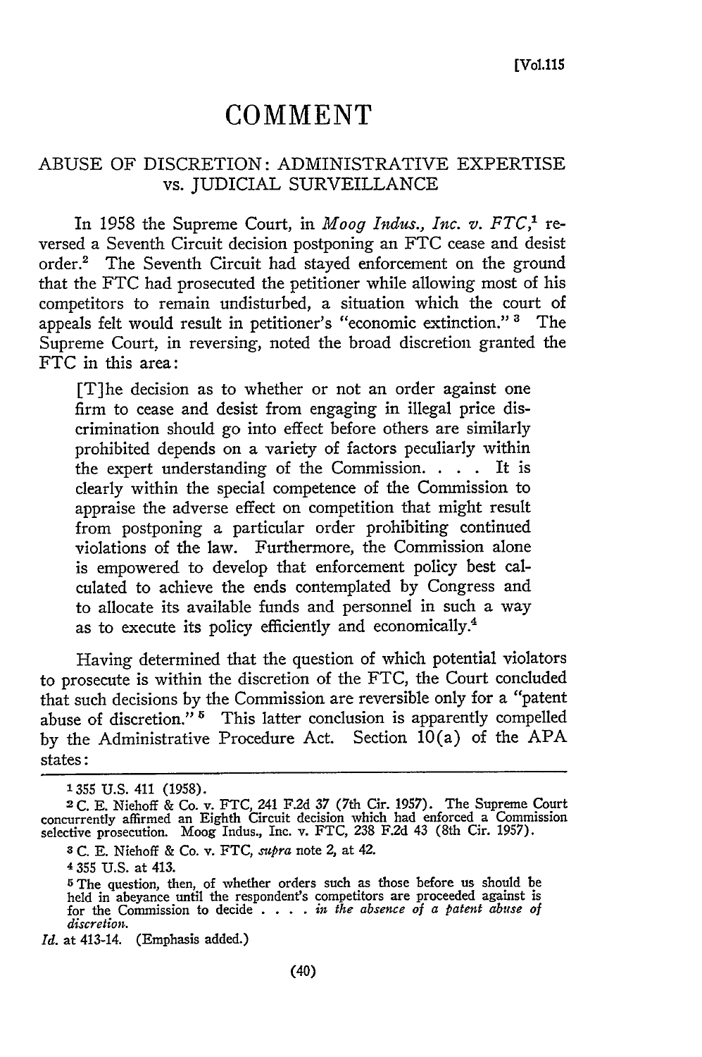# COMMENT

## ABUSE OF DISCRETION: ADMINISTRATIVE EXPERTISE vs. JUDICIAL SURVEILLANCE

In 1958 the Supreme Court, in *Moog Indus., Inc. v. FTC*,[1] reversed a Seventh Circuit decision postponing an FTC cease and desist order.[2] The Seventh Circuit had stayed enforcement on the ground that the FTC had prosecuted the petitioner while allowing most of his competitors to remain undisturbed, a situation which the court of appeals felt would result in petitioner's "economic extinction."[3] The Supreme Court, in reversing, noted the broad discretion granted the FTC in this area:

> [T]he decision as to whether or not an order against one firm to cease and desist from engaging in illegal price discrimination should go into effect before others are similarly prohibited depends on a variety of factors peculiarly within the expert understanding of the Commission. . . . It is clearly within the special competence of the Commission to appraise the adverse effect on competition that might result from postponing a particular order prohibiting continued violations of the law. Furthermore, the Commission alone is empowered to develop that enforcement policy best calculated to achieve the ends contemplated by Congress and to allocate its available funds and personnel in such a way as to execute its policy efficiently and economically.[4]

Having determined that the question of which potential violators to prosecute is within the discretion of the FTC, the Court concluded that such decisions by the Commission are reversible only for a "patent abuse of discretion."[5] This latter conclusion is apparently compelled by the Administrative Procedure Act. Section 10(a) of the APA states:

---

[1] 355 U.S. 411 (1958).

[2] C. E. Niehoff & Co. v. FTC, 241 F.2d 37 (7th Cir. 1957). The Supreme Court concurrently affirmed an Eighth Circuit decision which had enforced a Commission selective prosecution. Moog Indus., Inc. v. FTC, 238 F.2d 43 (8th Cir. 1957).

[3] C. E. Niehoff & Co. v. FTC, *supra* note 2, at 42.

[4] 355 U.S. at 413.

[5] The question, then, of whether orders such as those before us should be held in abeyance until the respondent's competitors are proceeded against is for the Commission to decide . . . . *in the absence of a patent abuse of discretion.*

*Id.* at 413-14. (Emphasis added.)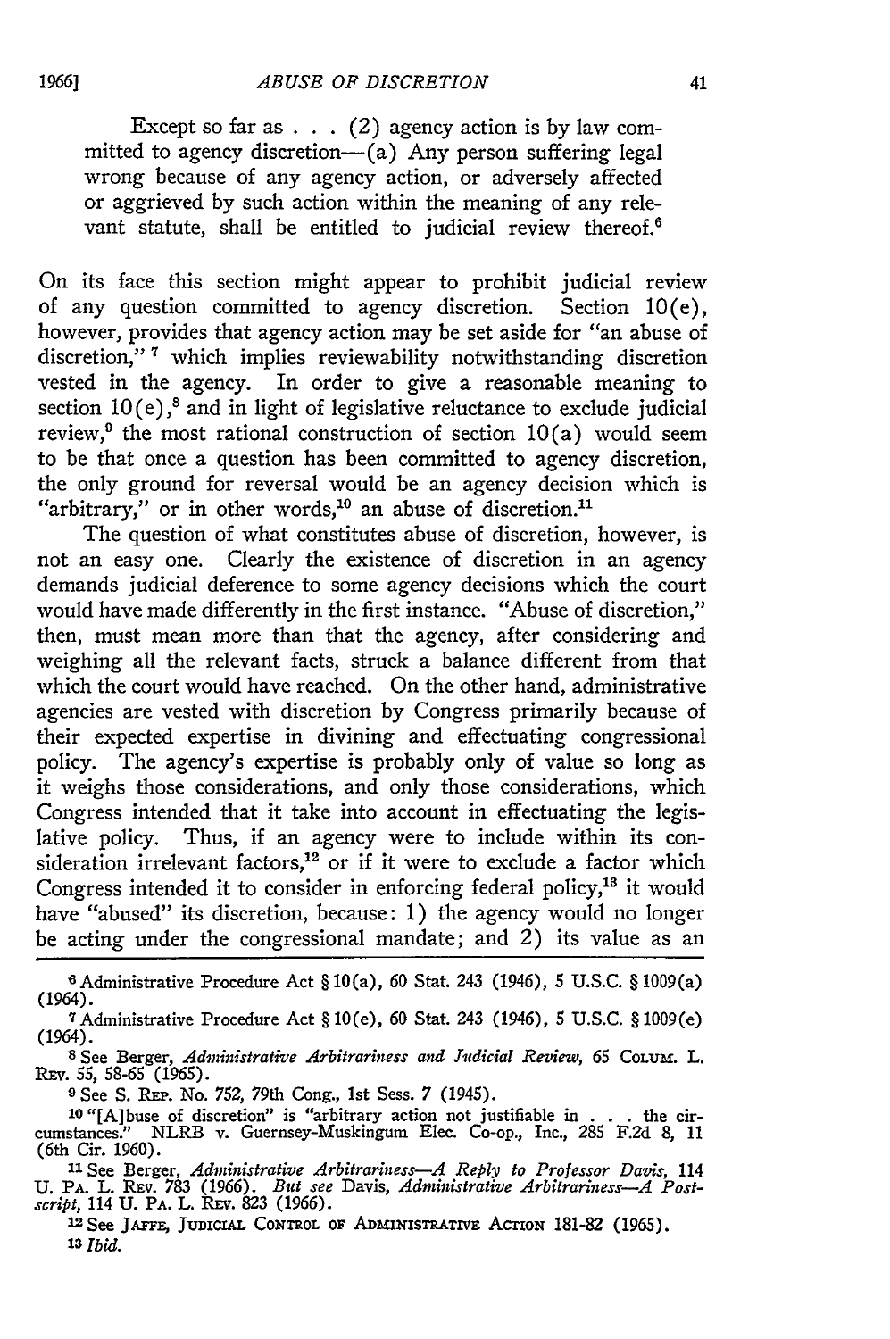> Except so far as . . . (2) agency action is by law committed to agency discretion—(a) Any person suffering legal wrong because of any agency action, or adversely affected or aggrieved by such action within the meaning of any relevant statute, shall be entitled to judicial review thereof.[6]

On its face this section might appear to prohibit judicial review of any question committed to agency discretion. Section 10(e), however, provides that agency action may be set aside for "an abuse of discretion,"[7] which implies reviewability notwithstanding discretion vested in the agency. In order to give a reasonable meaning to section 10(e),[8] and in light of legislative reluctance to exclude judicial review,[9] the most rational construction of section 10(a) would seem to be that once a question has been committed to agency discretion, the only ground for reversal would be an agency decision which is "arbitrary," or in other words,[10] an abuse of discretion.[11]

The question of what constitutes abuse of discretion, however, is not an easy one. Clearly the existence of discretion in an agency demands judicial deference to some agency decisions which the court would have made differently in the first instance. "Abuse of discretion," then, must mean more than that the agency, after considering and weighing all the relevant facts, struck a balance different from that which the court would have reached. On the other hand, administrative agencies are vested with discretion by Congress primarily because of their expected expertise in divining and effectuating congressional policy. The agency's expertise is probably only of value so long as it weighs those considerations, and only those considerations, which Congress intended that it take into account in effectuating the legislative policy. Thus, if an agency were to include within its consideration irrelevant factors,[12] or if it were to exclude a factor which Congress intended it to consider in enforcing federal policy,[13] it would have "abused" its discretion, because: 1) the agency would no longer be acting under the congressional mandate; and 2) its value as an

---

[6] Administrative Procedure Act § 10(a), 60 Stat. 243 (1946), 5 U.S.C. § 1009(a) (1964).

[7] Administrative Procedure Act § 10(e), 60 Stat. 243 (1946), 5 U.S.C. § 1009(e) (1964).

[8] See Berger, *Administrative Arbitrariness and Judicial Review*, 65 Colum. L. Rev. 55, 58-65 (1965).

[9] See S. Rep. No. 752, 79th Cong., 1st Sess. 7 (1945).

[10] "[A]buse of discretion" is "arbitrary action not justifiable in . . . the circumstances." NLRB v. Guernsey-Muskingum Elec. Co-op., Inc., 285 F.2d 8, 11 (6th Cir. 1960).

[11] See Berger, *Administrative Arbitrariness—A Reply to Professor Davis*, 114 U. Pa. L. Rev. 783 (1966). *But see* Davis, *Administrative Arbitrariness—A Postscript*, 114 U. Pa. L. Rev. 823 (1966).

[12] See Jaffe, Judicial Control of Administrative Action 181-82 (1965).

[13] *Ibid.*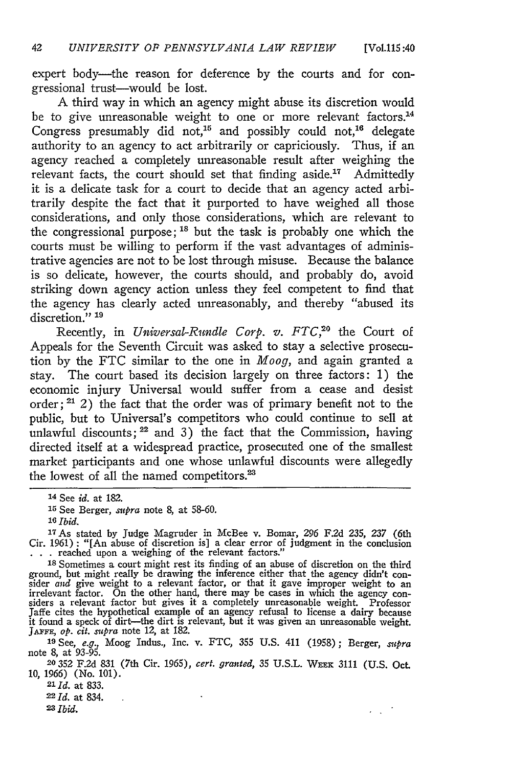expert body—the reason for deference by the courts and for congressional trust—would be lost.

A third way in which an agency might abuse its discretion would be to give unreasonable weight to one or more relevant factors.[14] Congress presumably did not,[15] and possibly could not,[16] delegate authority to an agency to act arbitrarily or capriciously. Thus, if an agency reached a completely unreasonable result after weighing the relevant facts, the court should set that finding aside.[17] Admittedly it is a delicate task for a court to decide that an agency acted arbitrarily despite the fact that it purported to have weighed all those considerations, and only those considerations, which are relevant to the congressional purpose;[18] but the task is probably one which the courts must be willing to perform if the vast advantages of administrative agencies are not to be lost through misuse. Because the balance is so delicate, however, the courts should, and probably do, avoid striking down agency action unless they feel competent to find that the agency has clearly acted unreasonably, and thereby "abused its discretion."[19]

Recently, in *Universal-Rundle Corp. v. FTC*,[20] the Court of Appeals for the Seventh Circuit was asked to stay a selective prosecution by the FTC similar to the one in *Moog*, and again granted a stay. The court based its decision largely on three factors: 1) the economic injury Universal would suffer from a cease and desist order;[21] 2) the fact that the order was of primary benefit not to the public, but to Universal's competitors who could continue to sell at unlawful discounts;[22] and 3) the fact that the Commission, having directed itself at a widespread practice, prosecuted one of the smallest market participants and one whose unlawful discounts were allegedly the lowest of all the named competitors.[23]

---

[14] See *id.* at 182.

[15] See Berger, *supra* note 8, at 58-60.

[16] *Ibid.*

[17] As stated by Judge Magruder in McBee v. Bomar, 296 F.2d 235, 237 (6th Cir. 1961): "[An abuse of discretion is] a clear error of judgment in the conclusion . . . reached upon a weighing of the relevant factors."

[18] Sometimes a court might rest its finding of an abuse of discretion on the third ground, but might really be drawing the inference either that the agency didn't consider *and* give weight to a relevant factor, or that it gave improper weight to an irrelevant factor. On the other hand, there may be cases in which the agency considers a relevant factor but gives it a completely unreasonable weight. Professor Jaffe cites the hypothetical example of an agency refusal to license a dairy because it found a speck of dirt—the dirt is relevant, but it was given an unreasonable weight. JAFFE, *op. cit. supra* note 12, at 182.

[19] See, *e.g.*, Moog Indus., Inc. v. FTC, 355 U.S. 411 (1958); Berger, *supra* note 8, at 93-95.

[20] 352 F.2d 831 (7th Cir. 1965), *cert. granted*, 35 U.S.L. WEEK 3111 (U.S. Oct. 10, 1966) (No. 101).

[21] *Id.* at 833.

[22] *Id.* at 834.

[23] *Ibid.*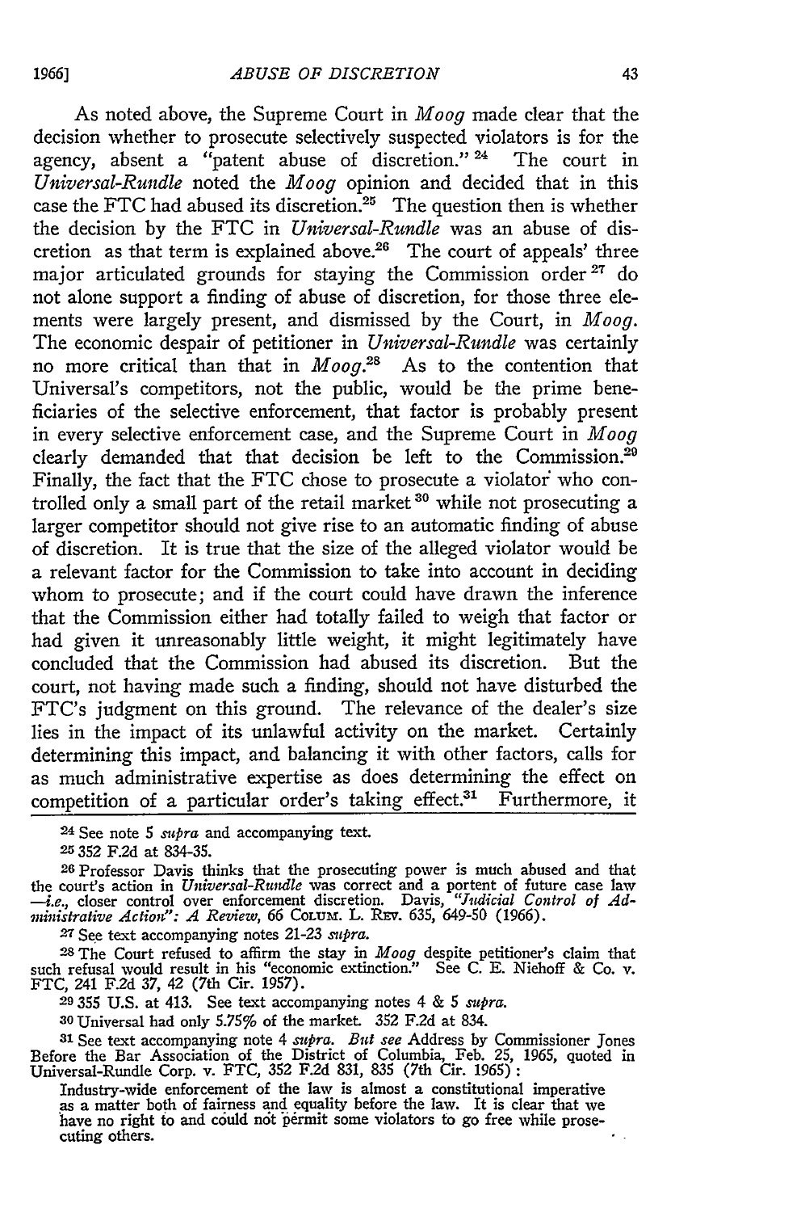As noted above, the Supreme Court in *Moog* made clear that the decision whether to prosecute selectively suspected violators is for the agency, absent a "patent abuse of discretion."[24] The court in *Universal-Rundle* noted the *Moog* opinion and decided that in this case the FTC had abused its discretion.[25] The question then is whether the decision by the FTC in *Universal-Rundle* was an abuse of discretion as that term is explained above.[26] The court of appeals' three major articulated grounds for staying the Commission order[27] do not alone support a finding of abuse of discretion, for those three elements were largely present, and dismissed by the Court, in *Moog*. The economic despair of petitioner in *Universal-Rundle* was certainly no more critical than that in *Moog*.[28] As to the contention that Universal's competitors, not the public, would be the prime beneficiaries of the selective enforcement, that factor is probably present in every selective enforcement case, and the Supreme Court in *Moog* clearly demanded that that decision be left to the Commission.[29] Finally, the fact that the FTC chose to prosecute a violator who controlled only a small part of the retail market[30] while not prosecuting a larger competitor should not give rise to an automatic finding of abuse of discretion. It is true that the size of the alleged violator would be a relevant factor for the Commission to take into account in deciding whom to prosecute; and if the court could have drawn the inference that the Commission either had totally failed to weigh that factor or had given it unreasonably little weight, it might legitimately have concluded that the Commission had abused its discretion. But the court, not having made such a finding, should not have disturbed the FTC's judgment on this ground. The relevance of the dealer's size lies in the impact of its unlawful activity on the market. Certainly determining this impact, and balancing it with other factors, calls for as much administrative expertise as does determining the effect on competition of a particular order's taking effect.[31] Furthermore, it

---

24 See note 5 *supra* and accompanying text.

25 352 F.2d at 834-35.

26 Professor Davis thinks that the prosecuting power is much abused and that the court's action in *Universal-Rundle* was correct and a portent of future case law —*i.e.*, closer control over enforcement discretion. Davis, *"Judicial Control of Administrative Action": A Review*, 66 Colum. L. Rev. 635, 649-50 (1966).

27 See text accompanying notes 21-23 *supra*.

28 The Court refused to affirm the stay in *Moog* despite petitioner's claim that such refusal would result in his "economic extinction." See C. E. Niehoff & Co. v. FTC, 241 F.2d 37, 42 (7th Cir. 1957).

29 355 U.S. at 413. See text accompanying notes 4 & 5 *supra*.

30 Universal had only 5.75% of the market. 352 F.2d at 834.

31 See text accompanying note 4 *supra*. *But see* Address by Commissioner Jones Before the Bar Association of the District of Columbia, Feb. 25, 1965, quoted in Universal-Rundle Corp. v. FTC, 352 F.2d 831, 835 (7th Cir. 1965):

> Industry-wide enforcement of the law is almost a constitutional imperative as a matter both of fairness and equality before the law. It is clear that we have no right to and could not permit some violators to go free while prosecuting others.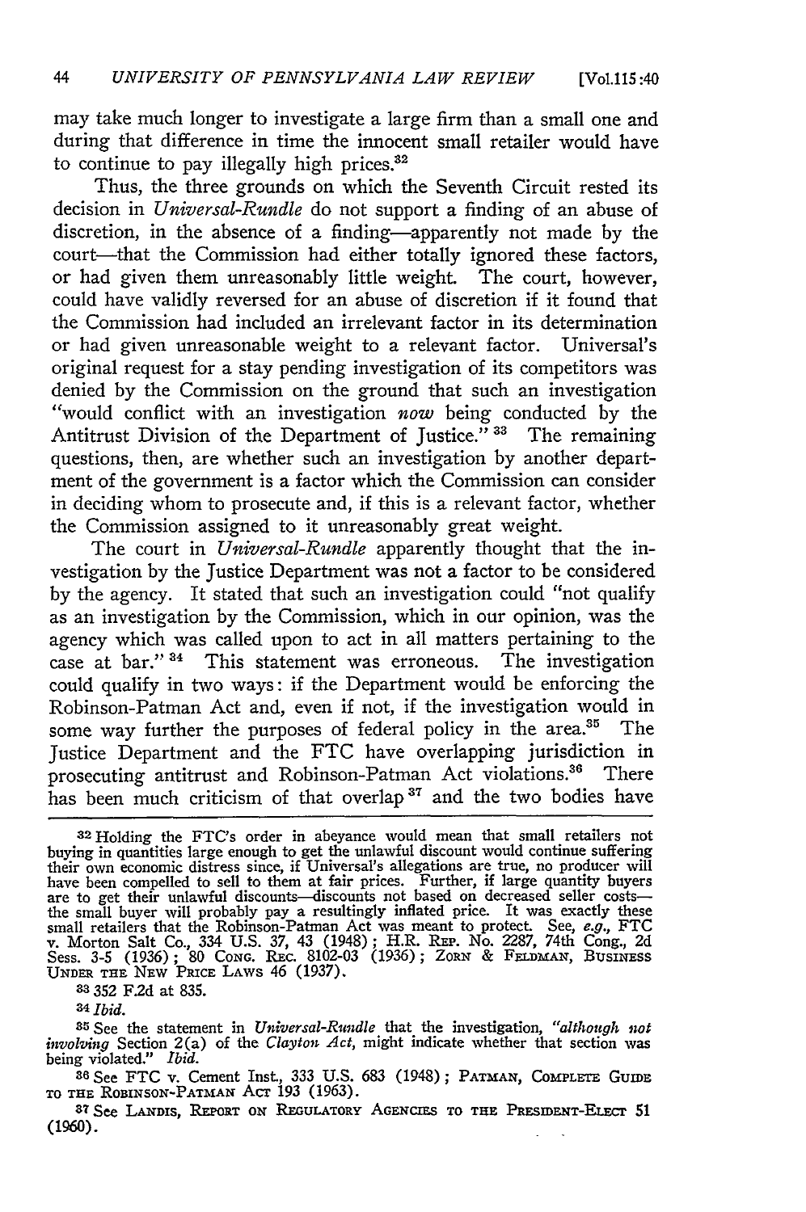may take much longer to investigate a large firm than a small one and during that difference in time the innocent small retailer would have to continue to pay illegally high prices.[32]

Thus, the three grounds on which the Seventh Circuit rested its decision in *Universal-Rundle* do not support a finding of an abuse of discretion, in the absence of a finding—apparently not made by the court—that the Commission had either totally ignored these factors, or had given them unreasonably little weight. The court, however, could have validly reversed for an abuse of discretion if it found that the Commission had included an irrelevant factor in its determination or had given unreasonable weight to a relevant factor. Universal's original request for a stay pending investigation of its competitors was denied by the Commission on the ground that such an investigation "would conflict with an investigation *now* being conducted by the Antitrust Division of the Department of Justice."[33] The remaining questions, then, are whether such an investigation by another department of the government is a factor which the Commission can consider in deciding whom to prosecute and, if this is a relevant factor, whether the Commission assigned to it unreasonably great weight.

The court in *Universal-Rundle* apparently thought that the investigation by the Justice Department was not a factor to be considered by the agency. It stated that such an investigation could "not qualify as an investigation by the Commission, which in our opinion, was the agency which was called upon to act in all matters pertaining to the case at bar."[34] This statement was erroneous. The investigation could qualify in two ways: if the Department would be enforcing the Robinson-Patman Act and, even if not, if the investigation would in some way further the purposes of federal policy in the area.[35] The Justice Department and the FTC have overlapping jurisdiction in prosecuting antitrust and Robinson-Patman Act violations.[36] There has been much criticism of that overlap[37] and the two bodies have

---

[32] Holding the FTC's order in abeyance would mean that small retailers not buying in quantities large enough to get the unlawful discount would continue suffering their own economic distress since, if Universal's allegations are true, no producer will have been compelled to sell to them at fair prices. Further, if large quantity buyers are to get their unlawful discounts—discounts not based on decreased seller costs—the small buyer will probably pay a resultingly inflated price. It was exactly these small retailers that the Robinson-Patman Act was meant to protect. See, *e.g.*, FTC v. Morton Salt Co., 334 U.S. 37, 43 (1948); H.R. Rep. No. 2287, 74th Cong., 2d Sess. 3-5 (1936); 80 Cong. Rec. 8102-03 (1936); Zorn & Feldman, Business Under the New Price Laws 46 (1937).

[33] 352 F.2d at 835.

[34] *Ibid.*

[35] See the statement in *Universal-Rundle* that the investigation, *"although not involving* Section 2(a) of the *Clayton Act*, might indicate whether that section was being violated." *Ibid.*

[36] See FTC v. Cement Inst., 333 U.S. 683 (1948); Patman, Complete Guide to the Robinson-Patman Act 193 (1963).

[37] See Landis, Report on Regulatory Agencies to the President-Elect 51 (1960).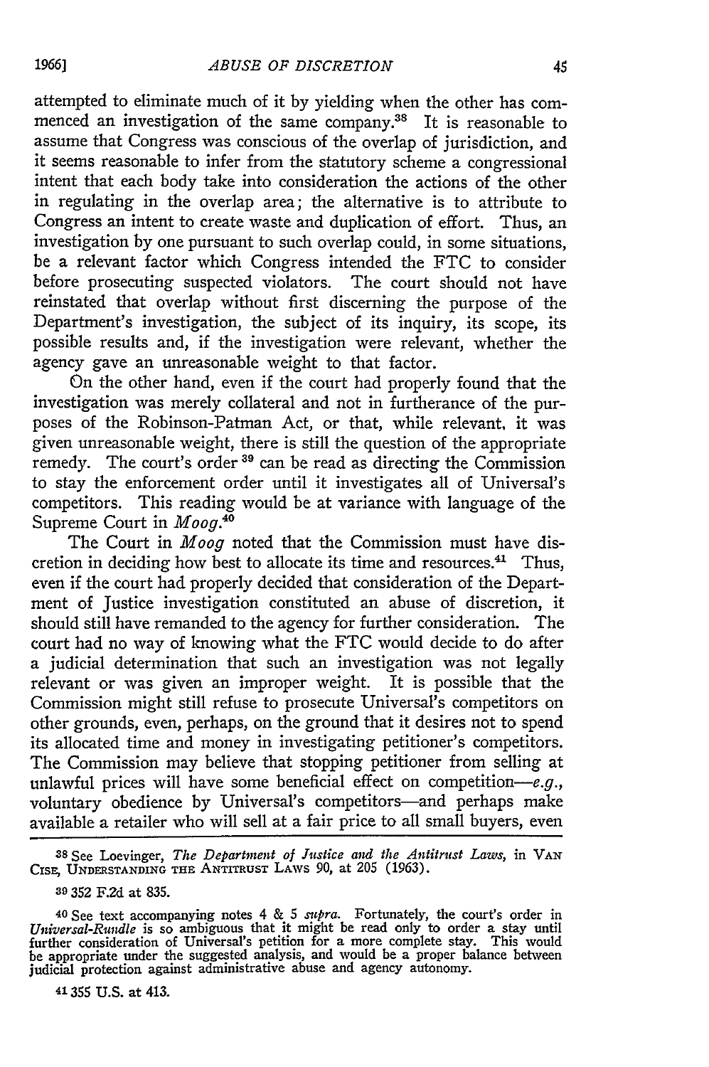attempted to eliminate much of it by yielding when the other has commenced an investigation of the same company.[38] It is reasonable to assume that Congress was conscious of the overlap of jurisdiction, and it seems reasonable to infer from the statutory scheme a congressional intent that each body take into consideration the actions of the other in regulating in the overlap area; the alternative is to attribute to Congress an intent to create waste and duplication of effort. Thus, an investigation by one pursuant to such overlap could, in some situations, be a relevant factor which Congress intended the FTC to consider before prosecuting suspected violators. The court should not have reinstated that overlap without first discerning the purpose of the Department's investigation, the subject of its inquiry, its scope, its possible results and, if the investigation were relevant, whether the agency gave an unreasonable weight to that factor.

On the other hand, even if the court had properly found that the investigation was merely collateral and not in furtherance of the purposes of the Robinson-Patman Act, or that, while relevant, it was given unreasonable weight, there is still the question of the appropriate remedy. The court's order[39] can be read as directing the Commission to stay the enforcement order until it investigates all of Universal's competitors. This reading would be at variance with language of the Supreme Court in *Moog*.[40]

The Court in *Moog* noted that the Commission must have discretion in deciding how best to allocate its time and resources.[41] Thus, even if the court had properly decided that consideration of the Department of Justice investigation constituted an abuse of discretion, it should still have remanded to the agency for further consideration. The court had no way of knowing what the FTC would decide to do after a judicial determination that such an investigation was not legally relevant or was given an improper weight. It is possible that the Commission might still refuse to prosecute Universal's competitors on other grounds, even, perhaps, on the ground that it desires not to spend its allocated time and money in investigating petitioner's competitors. The Commission may believe that stopping petitioner from selling at unlawful prices will have some beneficial effect on competition—*e.g.*, voluntary obedience by Universal's competitors—and perhaps make available a retailer who will sell at a fair price to all small buyers, even

---

[38] See Loevinger, *The Department of Justice and the Antitrust Laws*, in VAN CISE, UNDERSTANDING THE ANTITRUST LAWS 90, at 205 (1963).

[39] 352 F.2d at 835.

[40] See text accompanying notes 4 & 5 *supra*. Fortunately, the court's order in *Universal-Rundle* is so ambiguous that it might be read only to order a stay until further consideration of Universal's petition for a more complete stay. This would be appropriate under the suggested analysis, and would be a proper balance between judicial protection against administrative abuse and agency autonomy.

[41] 355 U.S. at 413.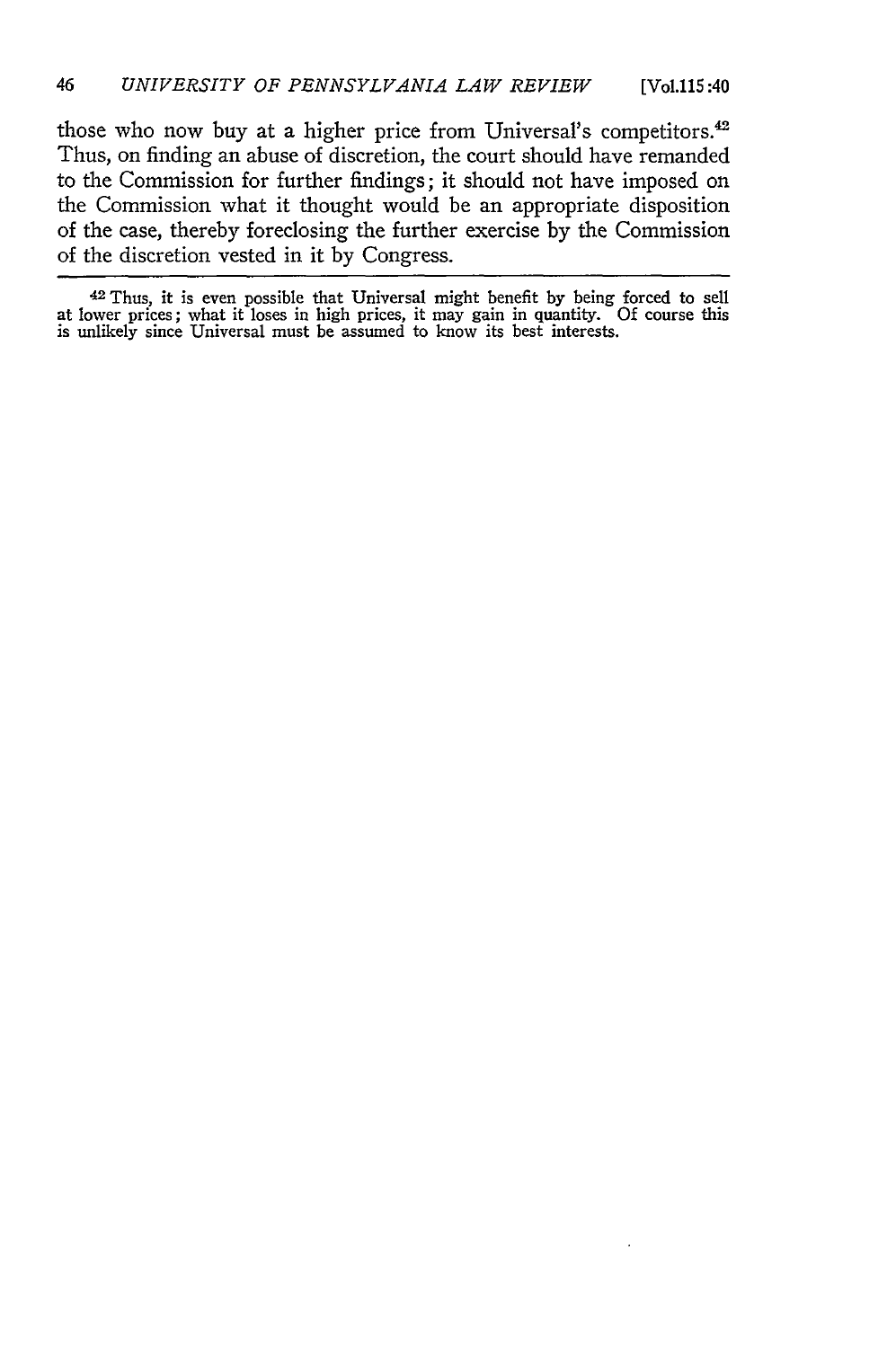those who now buy at a higher price from Universal's competitors.[42] Thus, on finding an abuse of discretion, the court should have remanded to the Commission for further findings; it should not have imposed on the Commission what it thought would be an appropriate disposition of the case, thereby foreclosing the further exercise by the Commission of the discretion vested in it by Congress.

---

[42] Thus, it is even possible that Universal might benefit by being forced to sell at lower prices; what it loses in high prices, it may gain in quantity. Of course this is unlikely since Universal must be assumed to know its best interests.